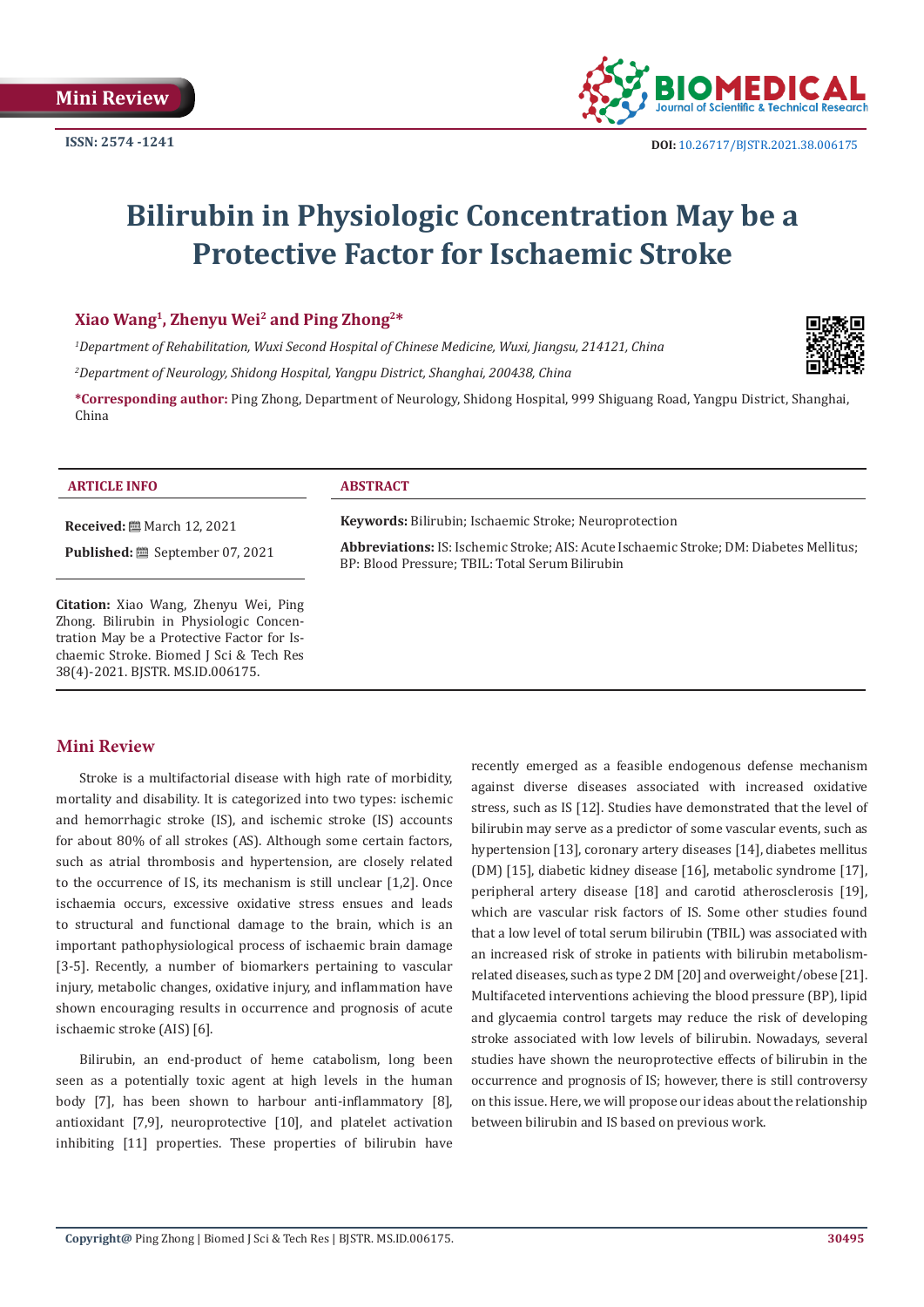Mini Review

ISSN: 2574 -1241

DOI: 10.26717/BJSTR.2021.38.006175

# Bilirubin in Physiologic Concentration May be a Protective Factor for Ischaemic Stroke

**Xiao Wang[1], Zhenyu Wei[2] and Ping Zhong[2]***

*[1]Department of Rehabilitation, Wuxi Second Hospital of Chinese Medicine, Wuxi, Jiangsu, 214121, China*

*[2]Department of Neurology, Shidong Hospital, Yangpu District, Shanghai, 200438, China*

***Corresponding author:** Ping Zhong, Department of Neurology, Shidong Hospital, 999 Shiguang Road, Yangpu District, Shanghai, China

### ARTICLE INFO

**Received:** March 12, 2021

**Published:** September 07, 2021

**Citation:** Xiao Wang, Zhenyu Wei, Ping Zhong. Bilirubin in Physiologic Concentration May be a Protective Factor for Ischaemic Stroke. Biomed J Sci & Tech Res 38(4)-2021. BJSTR. MS.ID.006175.

### ABSTRACT

**Keywords:** Bilirubin; Ischaemic Stroke; Neuroprotection

**Abbreviations:** IS: Ischemic Stroke; AIS: Acute Ischaemic Stroke; DM: Diabetes Mellitus; BP: Blood Pressure; TBIL: Total Serum Bilirubin

## Mini Review

Stroke is a multifactorial disease with high rate of morbidity, mortality and disability. It is categorized into two types: ischemic and hemorrhagic stroke (IS), and ischemic stroke (IS) accounts for about 80% of all strokes (AS). Although some certain factors, such as atrial thrombosis and hypertension, are closely related to the occurrence of IS, its mechanism is still unclear [1,2]. Once ischaemia occurs, excessive oxidative stress ensues and leads to structural and functional damage to the brain, which is an important pathophysiological process of ischaemic brain damage [3-5]. Recently, a number of biomarkers pertaining to vascular injury, metabolic changes, oxidative injury, and inflammation have shown encouraging results in occurrence and prognosis of acute ischaemic stroke (AIS) [6].

Bilirubin, an end-product of heme catabolism, long been seen as a potentially toxic agent at high levels in the human body [7], has been shown to harbour anti-inflammatory [8], antioxidant [7,9], neuroprotective [10], and platelet activation inhibiting [11] properties. These properties of bilirubin have recently emerged as a feasible endogenous defense mechanism against diverse diseases associated with increased oxidative stress, such as IS [12]. Studies have demonstrated that the level of bilirubin may serve as a predictor of some vascular events, such as hypertension [13], coronary artery diseases [14], diabetes mellitus (DM) [15], diabetic kidney disease [16], metabolic syndrome [17], peripheral artery disease [18] and carotid atherosclerosis [19], which are vascular risk factors of IS. Some other studies found that a low level of total serum bilirubin (TBIL) was associated with an increased risk of stroke in patients with bilirubin metabolism-related diseases, such as type 2 DM [20] and overweight/obese [21]. Multifaceted interventions achieving the blood pressure (BP), lipid and glycaemia control targets may reduce the risk of developing stroke associated with low levels of bilirubin. Nowadays, several studies have shown the neuroprotective effects of bilirubin in the occurrence and prognosis of IS; however, there is still controversy on this issue. Here, we will propose our ideas about the relationship between bilirubin and IS based on previous work.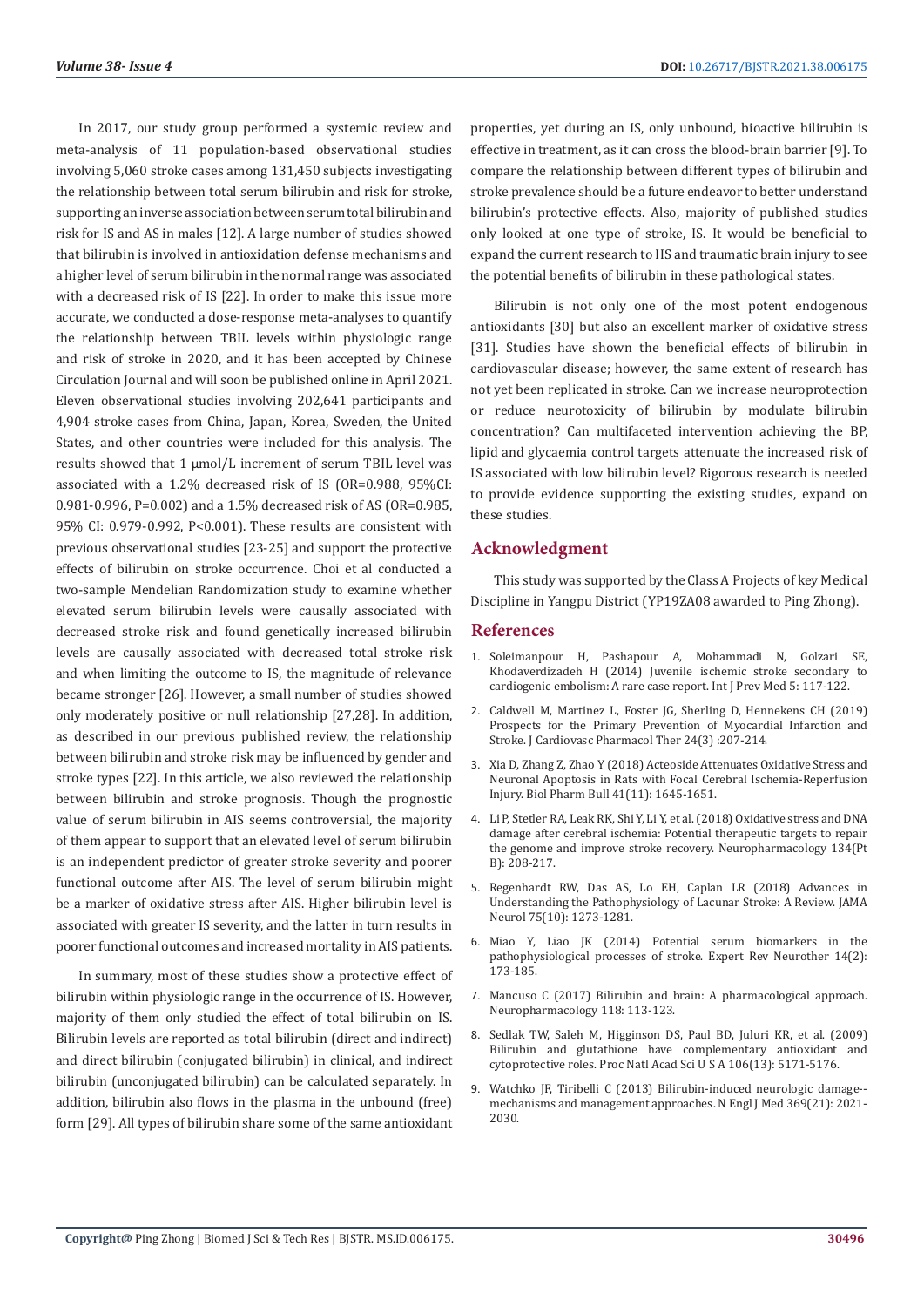In 2017, our study group performed a systemic review and meta-analysis of 11 population-based observational studies involving 5,060 stroke cases among 131,450 subjects investigating the relationship between total serum bilirubin and risk for stroke, supporting an inverse association between serum total bilirubin and risk for IS and AS in males [12]. A large number of studies showed that bilirubin is involved in antioxidation defense mechanisms and a higher level of serum bilirubin in the normal range was associated with a decreased risk of IS [22]. In order to make this issue more accurate, we conducted a dose-response meta-analyses to quantify the relationship between TBIL levels within physiologic range and risk of stroke in 2020, and it has been accepted by Chinese Circulation Journal and will soon be published online in April 2021. Eleven observational studies involving 202,641 participants and 4,904 stroke cases from China, Japan, Korea, Sweden, the United States, and other countries were included for this analysis. The results showed that 1 μmol/L increment of serum TBIL level was associated with a 1.2% decreased risk of IS (OR=0.988, 95%CI: 0.981-0.996, P=0.002) and a 1.5% decreased risk of AS (OR=0.985, 95% CI: 0.979-0.992, P<0.001). These results are consistent with previous observational studies [23-25] and support the protective effects of bilirubin on stroke occurrence. Choi et al conducted a two-sample Mendelian Randomization study to examine whether elevated serum bilirubin levels were causally associated with decreased stroke risk and found genetically increased bilirubin levels are causally associated with decreased total stroke risk and when limiting the outcome to IS, the magnitude of relevance became stronger [26]. However, a small number of studies showed only moderately positive or null relationship [27,28]. In addition, as described in our previous published review, the relationship between bilirubin and stroke risk may be influenced by gender and stroke types [22]. In this article, we also reviewed the relationship between bilirubin and stroke prognosis. Though the prognostic value of serum bilirubin in AIS seems controversial, the majority of them appear to support that an elevated level of serum bilirubin is an independent predictor of greater stroke severity and poorer functional outcome after AIS. The level of serum bilirubin might be a marker of oxidative stress after AIS. Higher bilirubin level is associated with greater IS severity, and the latter in turn results in poorer functional outcomes and increased mortality in AIS patients.

In summary, most of these studies show a protective effect of bilirubin within physiologic range in the occurrence of IS. However, majority of them only studied the effect of total bilirubin on IS. Bilirubin levels are reported as total bilirubin (direct and indirect) and direct bilirubin (conjugated bilirubin) in clinical, and indirect bilirubin (unconjugated bilirubin) can be calculated separately. In addition, bilirubin also flows in the plasma in the unbound (free) form [29]. All types of bilirubin share some of the same antioxidant properties, yet during an IS, only unbound, bioactive bilirubin is effective in treatment, as it can cross the blood-brain barrier [9]. To compare the relationship between different types of bilirubin and stroke prevalence should be a future endeavor to better understand bilirubin's protective effects. Also, majority of published studies only looked at one type of stroke, IS. It would be beneficial to expand the current research to HS and traumatic brain injury to see the potential benefits of bilirubin in these pathological states.

Bilirubin is not only one of the most potent endogenous antioxidants [30] but also an excellent marker of oxidative stress [31]. Studies have shown the beneficial effects of bilirubin in cardiovascular disease; however, the same extent of research has not yet been replicated in stroke. Can we increase neuroprotection or reduce neurotoxicity of bilirubin by modulate bilirubin concentration? Can multifaceted intervention achieving the BP, lipid and glycaemia control targets attenuate the increased risk of IS associated with low bilirubin level? Rigorous research is needed to provide evidence supporting the existing studies, expand on these studies.

## Acknowledgment

This study was supported by the Class A Projects of key Medical Discipline in Yangpu District (YP19ZA08 awarded to Ping Zhong).

## References

1. Soleimanpour H, Pashapour A, Mohammadi N, Golzari SE, Khodaverdizadeh H (2014) Juvenile ischemic stroke secondary to cardiogenic embolism: A rare case report. Int J Prev Med 5: 117-122.
2. Caldwell M, Martinez L, Foster JG, Sherling D, Hennekens CH (2019) Prospects for the Primary Prevention of Myocardial Infarction and Stroke. J Cardiovasc Pharmacol Ther 24(3) :207-214.
3. Xia D, Zhang Z, Zhao Y (2018) Acteoside Attenuates Oxidative Stress and Neuronal Apoptosis in Rats with Focal Cerebral Ischemia-Reperfusion Injury. Biol Pharm Bull 41(11): 1645-1651.
4. Li P, Stetler RA, Leak RK, Shi Y, Li Y, et al. (2018) Oxidative stress and DNA damage after cerebral ischemia: Potential therapeutic targets to repair the genome and improve stroke recovery. Neuropharmacology 134(Pt B): 208-217.
5. Regenhardt RW, Das AS, Lo EH, Caplan LR (2018) Advances in Understanding the Pathophysiology of Lacunar Stroke: A Review. JAMA Neurol 75(10): 1273-1281.
6. Miao Y, Liao JK (2014) Potential serum biomarkers in the pathophysiological processes of stroke. Expert Rev Neurother 14(2): 173-185.
7. Mancuso C (2017) Bilirubin and brain: A pharmacological approach. Neuropharmacology 118: 113-123.
8. Sedlak TW, Saleh M, Higginson DS, Paul BD, Juluri KR, et al. (2009) Bilirubin and glutathione have complementary antioxidant and cytoprotective roles. Proc Natl Acad Sci U S A 106(13): 5171-5176.
9. Watchko JF, Tiribelli C (2013) Bilirubin-induced neurologic damage--mechanisms and management approaches. N Engl J Med 369(21): 2021-2030.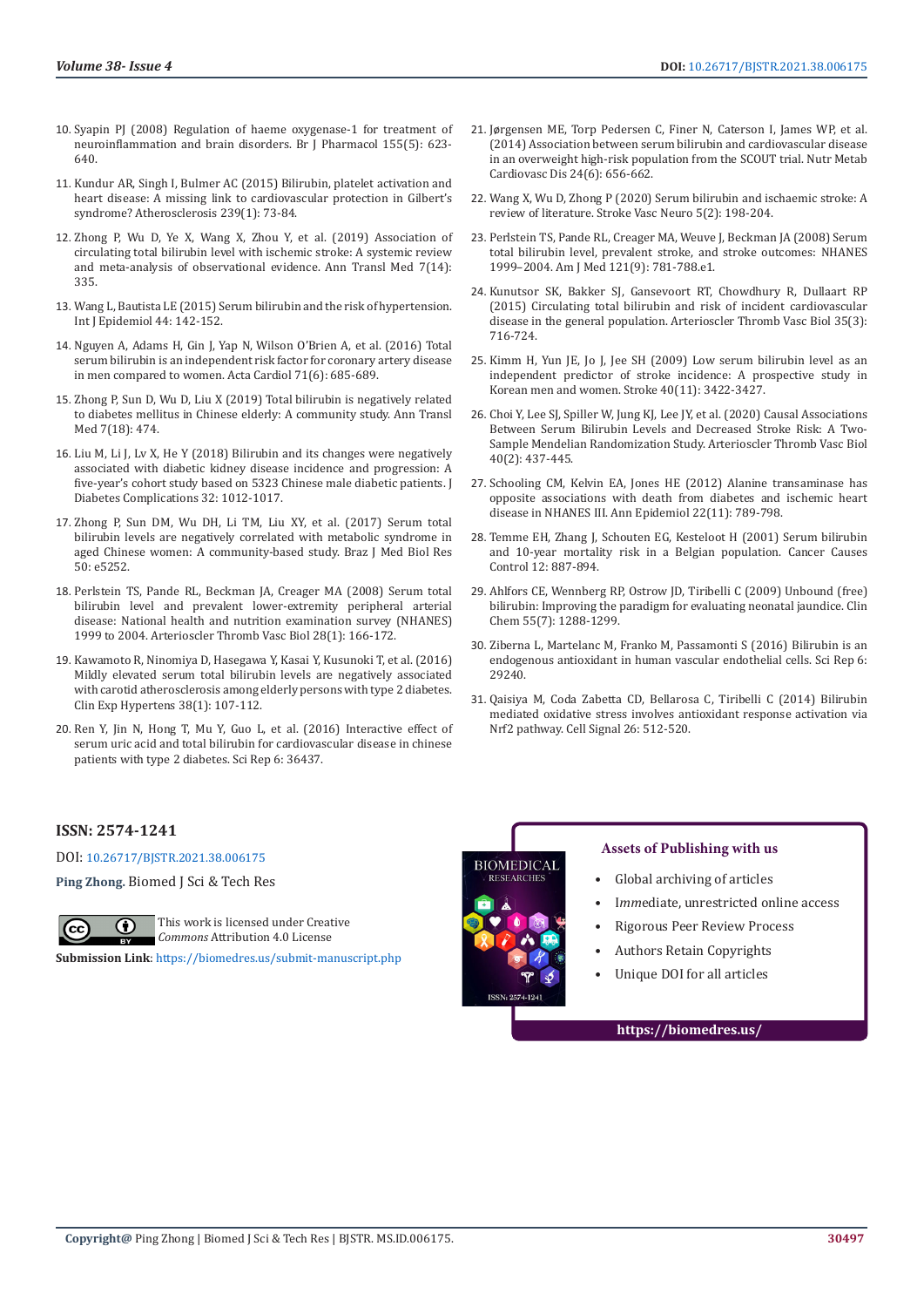10. Syapin PJ (2008) Regulation of haeme oxygenase-1 for treatment of neuroinflammation and brain disorders. Br J Pharmacol 155(5): 623-640.
11. Kundur AR, Singh I, Bulmer AC (2015) Bilirubin, platelet activation and heart disease: A missing link to cardiovascular protection in Gilbert's syndrome? Atherosclerosis 239(1): 73-84.
12. Zhong P, Wu D, Ye X, Wang X, Zhou Y, et al. (2019) Association of circulating total bilirubin level with ischemic stroke: A systemic review and meta-analysis of observational evidence. Ann Transl Med 7(14): 335.
13. Wang L, Bautista LE (2015) Serum bilirubin and the risk of hypertension. Int J Epidemiol 44: 142-152.
14. Nguyen A, Adams H, Gin J, Yap N, Wilson O'Brien A, et al. (2016) Total serum bilirubin is an independent risk factor for coronary artery disease in men compared to women. Acta Cardiol 71(6): 685-689.
15. Zhong P, Sun D, Wu D, Liu X (2019) Total bilirubin is negatively related to diabetes mellitus in Chinese elderly: A community study. Ann Transl Med 7(18): 474.
16. Liu M, Li J, Lv X, He Y (2018) Bilirubin and its changes were negatively associated with diabetic kidney disease incidence and progression: A five-year's cohort study based on 5323 Chinese male diabetic patients. J Diabetes Complications 32: 1012-1017.
17. Zhong P, Sun DM, Wu DH, Li TM, Liu XY, et al. (2017) Serum total bilirubin levels are negatively correlated with metabolic syndrome in aged Chinese women: A community-based study. Braz J Med Biol Res 50: e5252.
18. Perlstein TS, Pande RL, Beckman JA, Creager MA (2008) Serum total bilirubin level and prevalent lower-extremity peripheral arterial disease: National health and nutrition examination survey (NHANES) 1999 to 2004. Arterioscler Thromb Vasc Biol 28(1): 166-172.
19. Kawamoto R, Ninomiya D, Hasegawa Y, Kasai Y, Kusunoki T, et al. (2016) Mildly elevated serum total bilirubin levels are negatively associated with carotid atherosclerosis among elderly persons with type 2 diabetes. Clin Exp Hypertens 38(1): 107-112.
20. Ren Y, Jin N, Hong T, Mu Y, Guo L, et al. (2016) Interactive effect of serum uric acid and total bilirubin for cardiovascular disease in chinese patients with type 2 diabetes. Sci Rep 6: 36437.
21. Jørgensen ME, Torp Pedersen C, Finer N, Caterson I, James WP, et al. (2014) Association between serum bilirubin and cardiovascular disease in an overweight high-risk population from the SCOUT trial. Nutr Metab Cardiovasc Dis 24(6): 656-662.
22. Wang X, Wu D, Zhong P (2020) Serum bilirubin and ischaemic stroke: A review of literature. Stroke Vasc Neuro 5(2): 198-204.
23. Perlstein TS, Pande RL, Creager MA, Weuve J, Beckman JA (2008) Serum total bilirubin level, prevalent stroke, and stroke outcomes: NHANES 1999–2004. Am J Med 121(9): 781-788.e1.
24. Kunutsor SK, Bakker SJ, Gansevoort RT, Chowdhury R, Dullaart RP (2015) Circulating total bilirubin and risk of incident cardiovascular disease in the general population. Arterioscler Thromb Vasc Biol 35(3): 716-724.
25. Kimm H, Yun JE, Jo J, Jee SH (2009) Low serum bilirubin level as an independent predictor of stroke incidence: A prospective study in Korean men and women. Stroke 40(11): 3422-3427.
26. Choi Y, Lee SJ, Spiller W, Jung KJ, Lee JY, et al. (2020) Causal Associations Between Serum Bilirubin Levels and Decreased Stroke Risk: A Two-Sample Mendelian Randomization Study. Arterioscler Thromb Vasc Biol 40(2): 437-445.
27. Schooling CM, Kelvin EA, Jones HE (2012) Alanine transaminase has opposite associations with death from diabetes and ischemic heart disease in NHANES III. Ann Epidemiol 22(11): 789-798.
28. Temme EH, Zhang J, Schouten EG, Kesteloot H (2001) Serum bilirubin and 10-year mortality risk in a Belgian population. Cancer Causes Control 12: 887-894.
29. Ahlfors CE, Wennberg RP, Ostrow JD, Tiribelli C (2009) Unbound (free) bilirubin: Improving the paradigm for evaluating neonatal jaundice. Clin Chem 55(7): 1288-1299.
30. Ziberna L, Martelanc M, Franko M, Passamonti S (2016) Bilirubin is an endogenous antioxidant in human vascular endothelial cells. Sci Rep 6: 29240.
31. Qaisiya M, Coda Zabetta CD, Bellarosa C, Tiribelli C (2014) Bilirubin mediated oxidative stress involves antioxidant response activation via Nrf2 pathway. Cell Signal 26: 512-520.

**ISSN: 2574-1241**

DOI: 10.26717/BJSTR.2021.38.006175

**Ping Zhong.** Biomed J Sci & Tech Res

This work is licensed under Creative *Commons* Attribution 4.0 License

**Submission Link**: https://biomedres.us/submit-manuscript.php

**Assets of Publishing with us**

- Global archiving of articles
- Immediate, unrestricted online access
- Rigorous Peer Review Process
- Authors Retain Copyrights
- Unique DOI for all articles

**https://biomedres.us/**